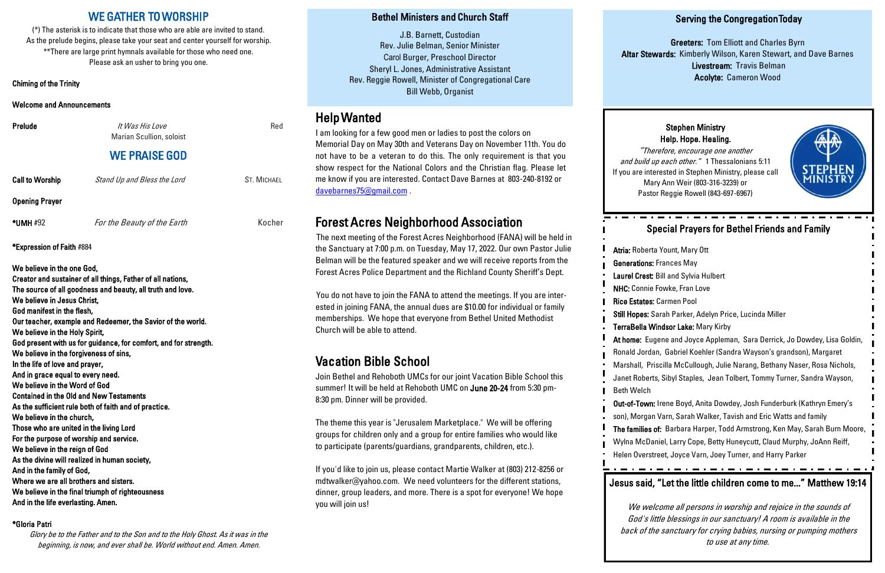# WE GATHER TO WORSHIP

(*) The asterisk is to indicate that those who are able are invited to stand.
As the prelude begins, please take your seat and center yourself for worship.
**There are large print hymnals available for those who need one.
Please ask an usher to bring you one.

**Chiming of the Trinity**

**Welcome and Announcements**

**Prelude** *It Was His Love* Red
Marian Scullion, soloist

## WE PRAISE GOD

**Call to Worship** *Stand Up and Bless the Lord* ST. MICHAEL

**Opening Prayer**

**\*UMH** #92 *For the Beauty of the Earth* Kocher

**\*Expression of Faith** #884

**We believe in the one God,**
**Creator and sustainer of all things, Father of all nations,**
**The source of all goodness and beauty, all truth and love.**
**We believe in Jesus Christ,**
**God manifest in the flesh,**
**Our teacher, example and Redeemer, the Savior of the world.**
**We believe in the Holy Spirit,**
**God present with us for guidance, for comfort, and for strength.**
**We believe in the forgiveness of sins,**
**In the life of love and prayer,**
**And in grace equal to every need.**
**We believe in the Word of God**
**Contained in the Old and New Testaments**
**As the sufficient rule both of faith and of practice.**
**We believe in the church,**
**Those who are united in the living Lord**
**For the purpose of worship and service.**
**We believe in the reign of God**
**As the divine will realized in human society,**
**And in the family of God,**
**Where we are all brothers and sisters.**
**We believe in the final triumph of righteousness**
**And in the life everlasting. Amen.**

**\*Gloria Patri**

*Glory be to the Father and to the Son and to the Holy Ghost. As it was in the beginning, is now, and ever shall be. World without end. Amen. Amen.*

## Bethel Ministers and Church Staff

J.B. Barnett, Custodian
Rev. Julie Belman, Senior Minister
Carol Burger, Preschool Director
Sheryl L. Jones, Administrative Assistant
Rev. Reggie Rowell, Minister of Congregational Care
Bill Webb, Organist

## Help Wanted

I am looking for a few good men or ladies to post the colors on Memorial Day on May 30th and Veterans Day on November 11th. You do not have to be a veteran to do this. The only requirement is that you show respect for the National Colors and the Christian flag. Please let me know if you are interested. Contact Dave Barnes at 803-240-8192 or davebarnes75@gmail.com .

## Forest Acres Neighborhood Association

The next meeting of the Forest Acres Neighborhood (FANA) will be held in the Sanctuary at 7:00 p.m. on Tuesday, May 17, 2022. Our own Pastor Julie Belman will be the featured speaker and we will receive reports from the Forest Acres Police Department and the Richland County Sheriff's Dept.

You do not have to join the FANA to attend the meetings. If you are interested in joining FANA, the annual dues are $10.00 for individual or family memberships. We hope that everyone from Bethel United Methodist Church will be able to attend.

## Vacation Bible School

Join Bethel and Rehoboth UMCs for our joint Vacation Bible School this summer! It will be held at Rehoboth UMC on **June 20-24** from 5:30 pm-8:30 pm. Dinner will be provided.

The theme this year is "Jerusalem Marketplace." We will be offering groups for children only and a group for entire families who would like to participate (parents/guardians, grandparents, children, etc.).

If you'd like to join us, please contact Martie Walker at (803) 212-8256 or mdtwalker@yahoo.com. We need volunteers for the different stations, dinner, group leaders, and more. There is a spot for everyone! We hope you will join us!

## Serving the Congregation Today

**Greeters:** Tom Elliott and Charles Byrn
**Altar Stewards:** Kimberly Wilson, Karen Stewart, and Dave Barnes
**Livestream:** Travis Belman
**Acolyte:** Cameron Wood

### Stephen Ministry
**Help. Hope. Healing.**

*"Therefore, encourage one another and build up each other."* 1 Thessalonians 5:11
If you are interested in Stephen Ministry, please call Mary Ann Weir (803-316-3239) or Pastor Reggie Rowell (843-697-6967)

## Special Prayers for Bethel Friends and Family

**Atria:** Roberta Yount, Mary Ott
**Generations:** Frances May
**Laurel Crest:** Bill and Sylvia Hulbert
**NHC:** Connie Fowke, Fran Love
**Rice Estates:** Carmen Pool
**Still Hopes:** Sarah Parker, Adelyn Price, Lucinda Miller
**TerraBella Windsor Lake:** Mary Kirby
**At home:** Eugene and Joyce Appleman, Sara Derrick, Jo Dowdey, Lisa Goldin, Ronald Jordan, Gabriel Koehler (Sandra Wayson's grandson), Margaret Marshall, Priscilla McCullough, Julie Narang, Bethany Naser, Rosa Nichols, Janet Roberts, Sibyl Staples, Jean Tolbert, Tommy Turner, Sandra Wayson, Beth Welch
**Out-of-Town:** Irene Boyd, Anita Dowdey, Josh Funderburk (Kathryn Emery's son), Morgan Varn, Sarah Walker, Tavish and Eric Watts and family
**The families of:** Barbara Harper, Todd Armstrong, Ken May, Sarah Burn Moore, Wylna McDaniel, Larry Cope, Betty Huneycutt, Claud Murphy, JoAnn Reiff, Helen Overstreet, Joyce Varn, Joey Turner, and Harry Parker

## Jesus said, "Let the little children come to me..." Matthew 19:14

*We welcome all persons in worship and rejoice in the sounds of God's little blessings in our sanctuary! A room is available in the back of the sanctuary for crying babies, nursing or pumping mothers to use at any time.*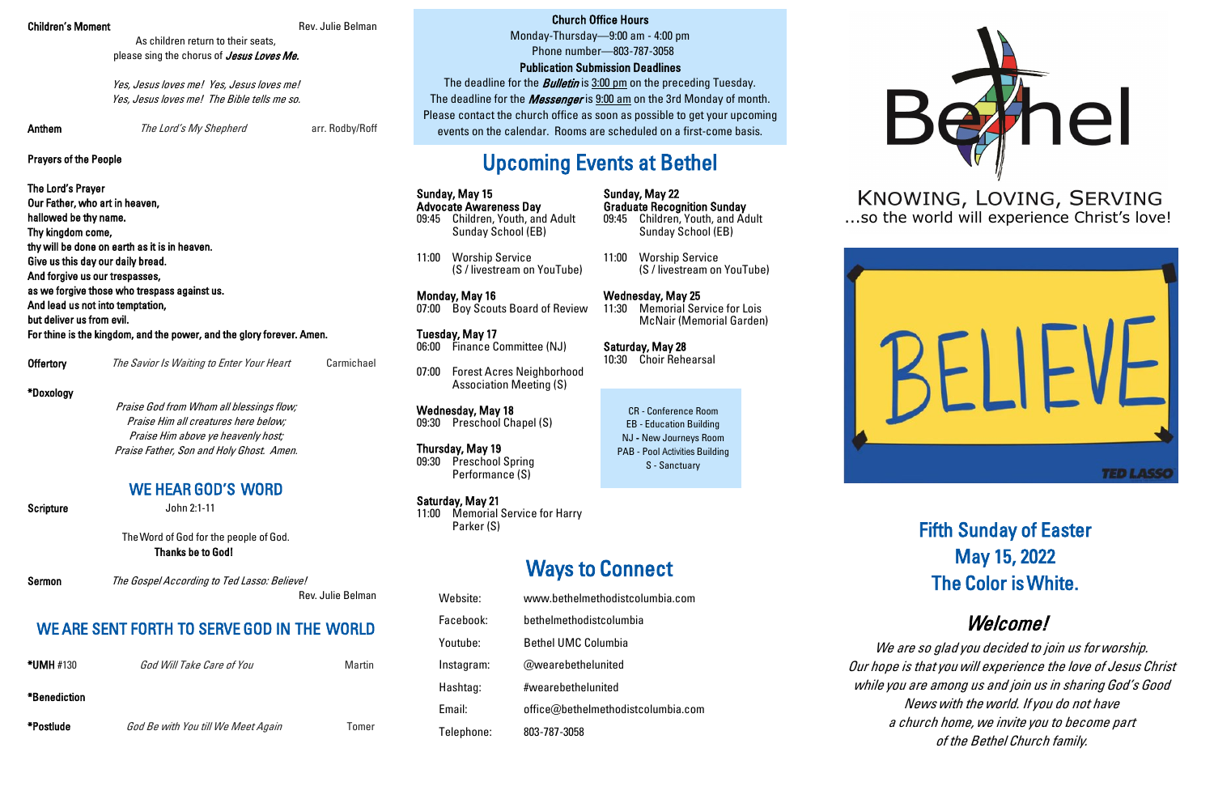**Children's Moment** Rev. Julie Belman

As children return to their seats, please sing the chorus of ***Jesus Loves Me.***

*Yes, Jesus loves me! Yes, Jesus loves me!*
*Yes, Jesus loves me! The Bible tells me so.*

**Anthem** *The Lord's My Shepherd* arr. Rodby/Roff

**Prayers of the People**

**The Lord's Prayer**
**Our Father, who art in heaven,**
**hallowed be thy name.**
**Thy kingdom come,**
**thy will be done on earth as it is in heaven.**
**Give us this day our daily bread.**
**And forgive us our trespasses,**
**as we forgive those who trespass against us.**
**And lead us not into temptation,**
**but deliver us from evil.**
**For thine is the kingdom, and the power, and the glory forever. Amen.**

**Offertory** *The Savior Is Waiting to Enter Your Heart* Carmichael

**\*Doxology**

*Praise God from Whom all blessings flow;*
*Praise Him all creatures here below;*
*Praise Him above ye heavenly host;*
*Praise Father, Son and Holy Ghost. Amen.*

## WE HEAR GOD'S WORD

**Scripture** John 2:1-11

The Word of God for the people of God.
**Thanks be to God!**

**Sermon** *The Gospel According to Ted Lasso: Believe!*
Rev. Julie Belman

## WE ARE SENT FORTH TO SERVE GOD IN THE WORLD

**\*UMH** #130 *God Will Take Care of You* Martin

**\*Benediction**

**\*Postlude** *God Be with You till We Meet Again* Tomer

**Church Office Hours**
Monday-Thursday—9:00 am - 4:00 pm
Phone number—803-787-3058

**Publication Submission Deadlines**
The deadline for the ***Bulletin*** is 3:00 pm on the preceding Tuesday.
The deadline for the ***Messenger*** is 9:00 am on the 3rd Monday of month.
Please contact the church office as soon as possible to get your upcoming events on the calendar. Rooms are scheduled on a first-come basis.

## Upcoming Events at Bethel

**Sunday, May 15**
**Advocate Awareness Day**
09:45 Children, Youth, and Adult Sunday School (EB)
11:00 Worship Service (S / livestream on YouTube)

**Monday, May 16**
07:00 Boy Scouts Board of Review

**Tuesday, May 17**
06:00 Finance Committee (NJ)
07:00 Forest Acres Neighborhood Association Meeting (S)

**Wednesday, May 18**
09:30 Preschool Chapel (S)

**Thursday, May 19**
09:30 Preschool Spring Performance (S)

**Saturday, May 21**
11:00 Memorial Service for Harry Parker (S)

**Sunday, May 22**
**Graduate Recognition Sunday**
09:45 Children, Youth, and Adult Sunday School (EB)
11:00 Worship Service (S / livestream on YouTube)

**Wednesday, May 25**
11:30 Memorial Service for Lois McNair (Memorial Garden)

**Saturday, May 28**
10:30 Choir Rehearsal

CR - Conference Room
EB - Education Building
NJ - New Journeys Room
PAB - Pool Activities Building
S - Sanctuary

## Ways to Connect

| | |
|---|---|
| Website: | www.bethelmethodistcolumbia.com |
| Facebook: | bethelmethodistcolumbia |
| Youtube: | Bethel UMC Columbia |
| Instagram: | @wearebethelunited |
| Hashtag: | #wearebethelunited |
| Email: | office@bethelmethodistcolumbia.com |
| Telephone: | 803-787-3058 |

Bethel

KNOWING, LOVING, SERVING
...so the world will experience Christ's love!

BELIEVE

TED LASSO

## Fifth Sunday of Easter
## May 15, 2022
## The Color is White.

## *Welcome!*

*We are so glad you decided to join us for worship. Our hope is that you will experience the love of Jesus Christ while you are among us and join us in sharing God's Good News with the world. If you do not have a church home, we invite you to become part of the Bethel Church family.*